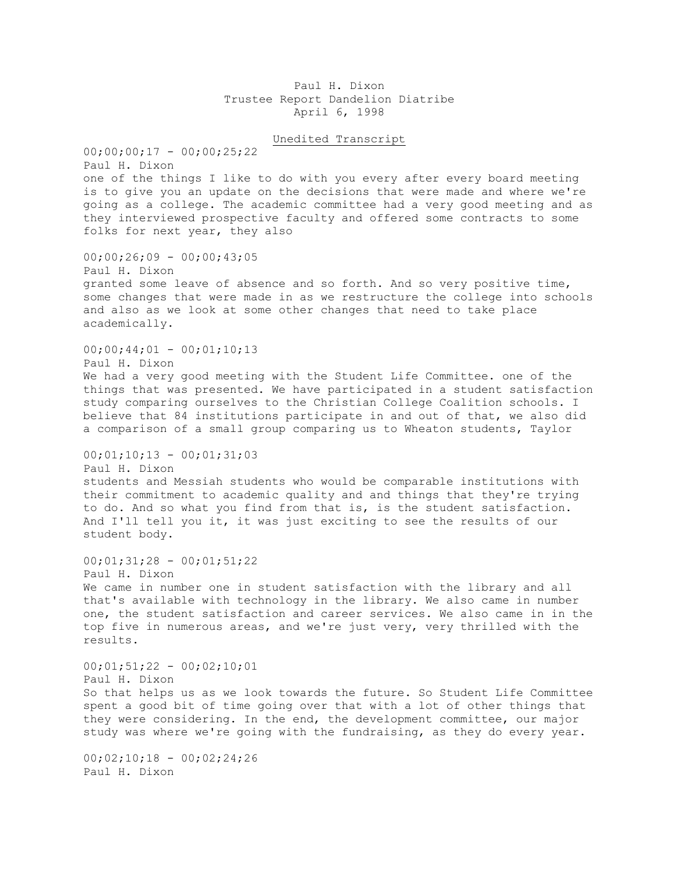Paul H. Dixon
Trustee Report Dandelion Diatribe
April 6, 1998

Unedited Transcript

00;00;00;17 - 00;00;25;22
Paul H. Dixon
one of the things I like to do with you every after every board meeting is to give you an update on the decisions that were made and where we're going as a college. The academic committee had a very good meeting and as they interviewed prospective faculty and offered some contracts to some folks for next year, they also

00;00;26;09 - 00;00;43;05
Paul H. Dixon
granted some leave of absence and so forth. And so very positive time, some changes that were made in as we restructure the college into schools and also as we look at some other changes that need to take place academically.

00;00;44;01 - 00;01;10;13
Paul H. Dixon
We had a very good meeting with the Student Life Committee. one of the things that was presented. We have participated in a student satisfaction study comparing ourselves to the Christian College Coalition schools. I believe that 84 institutions participate in and out of that, we also did a comparison of a small group comparing us to Wheaton students, Taylor

00;01;10;13 - 00;01;31;03
Paul H. Dixon
students and Messiah students who would be comparable institutions with their commitment to academic quality and and things that they're trying to do. And so what you find from that is, is the student satisfaction. And I'll tell you it, it was just exciting to see the results of our student body.

00;01;31;28 - 00;01;51;22
Paul H. Dixon
We came in number one in student satisfaction with the library and all that's available with technology in the library. We also came in number one, the student satisfaction and career services. We also came in in the top five in numerous areas, and we're just very, very thrilled with the results.

00;01;51;22 - 00;02;10;01
Paul H. Dixon
So that helps us as we look towards the future. So Student Life Committee spent a good bit of time going over that with a lot of other things that they were considering. In the end, the development committee, our major study was where we're going with the fundraising, as they do every year.

00;02;10;18 - 00;02;24;26
Paul H. Dixon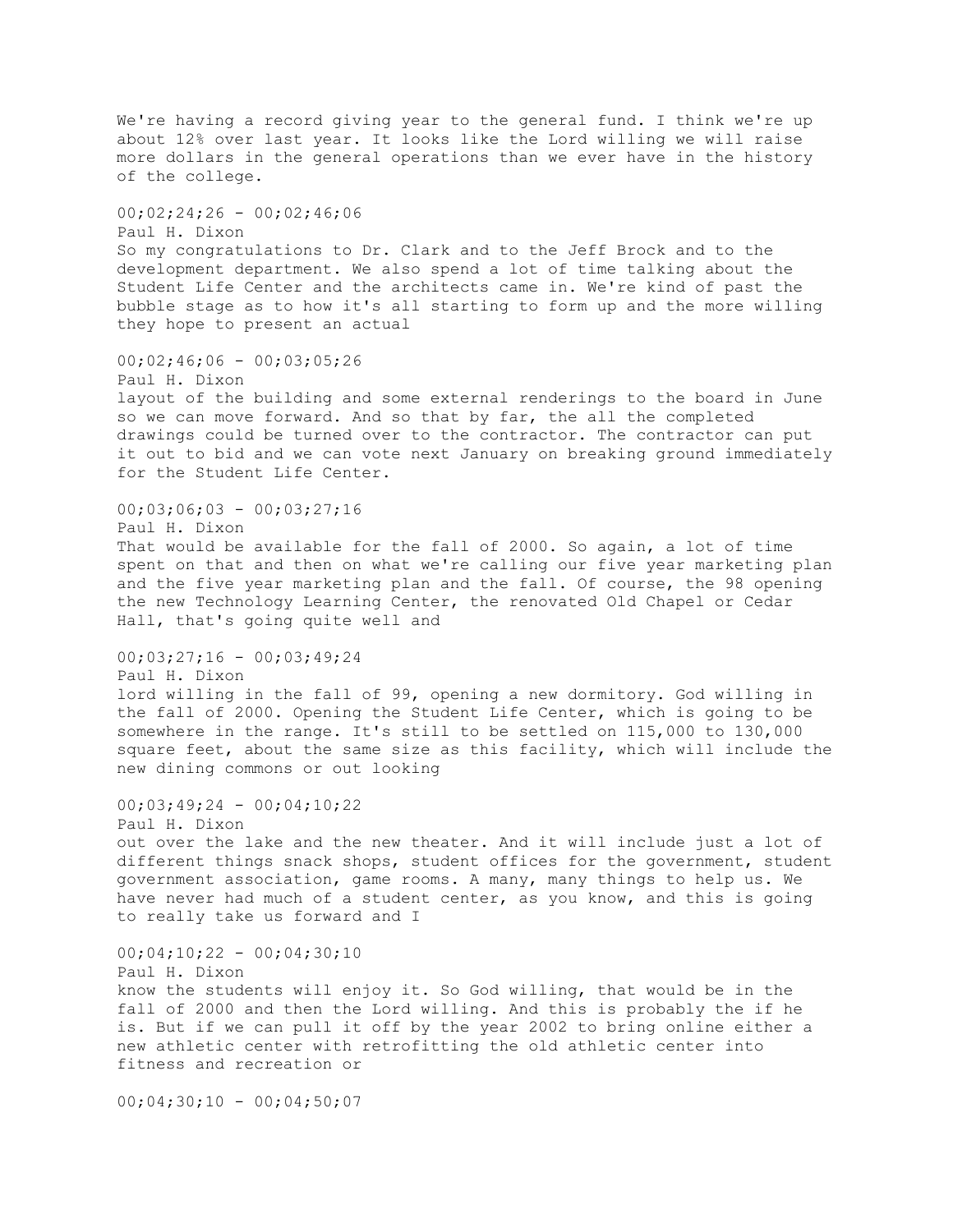We're having a record giving year to the general fund. I think we're up about 12% over last year. It looks like the Lord willing we will raise more dollars in the general operations than we ever have in the history of the college.

00;02;24;26 - 00;02;46;06
Paul H. Dixon
So my congratulations to Dr. Clark and to the Jeff Brock and to the development department. We also spend a lot of time talking about the Student Life Center and the architects came in. We're kind of past the bubble stage as to how it's all starting to form up and the more willing they hope to present an actual

00;02;46;06 - 00;03;05;26
Paul H. Dixon
layout of the building and some external renderings to the board in June so we can move forward. And so that by far, the all the completed drawings could be turned over to the contractor. The contractor can put it out to bid and we can vote next January on breaking ground immediately for the Student Life Center.

00;03;06;03 - 00;03;27;16
Paul H. Dixon
That would be available for the fall of 2000. So again, a lot of time spent on that and then on what we're calling our five year marketing plan and the five year marketing plan and the fall. Of course, the 98 opening the new Technology Learning Center, the renovated Old Chapel or Cedar Hall, that's going quite well and

00;03;27;16 - 00;03;49;24
Paul H. Dixon
lord willing in the fall of 99, opening a new dormitory. God willing in the fall of 2000. Opening the Student Life Center, which is going to be somewhere in the range. It's still to be settled on 115,000 to 130,000 square feet, about the same size as this facility, which will include the new dining commons or out looking

00;03;49;24 - 00;04;10;22
Paul H. Dixon
out over the lake and the new theater. And it will include just a lot of different things snack shops, student offices for the government, student government association, game rooms. A many, many things to help us. We have never had much of a student center, as you know, and this is going to really take us forward and I

00;04;10;22 - 00;04;30;10
Paul H. Dixon
know the students will enjoy it. So God willing, that would be in the fall of 2000 and then the Lord willing. And this is probably the if he is. But if we can pull it off by the year 2002 to bring online either a new athletic center with retrofitting the old athletic center into fitness and recreation or

00;04;30;10 - 00;04;50;07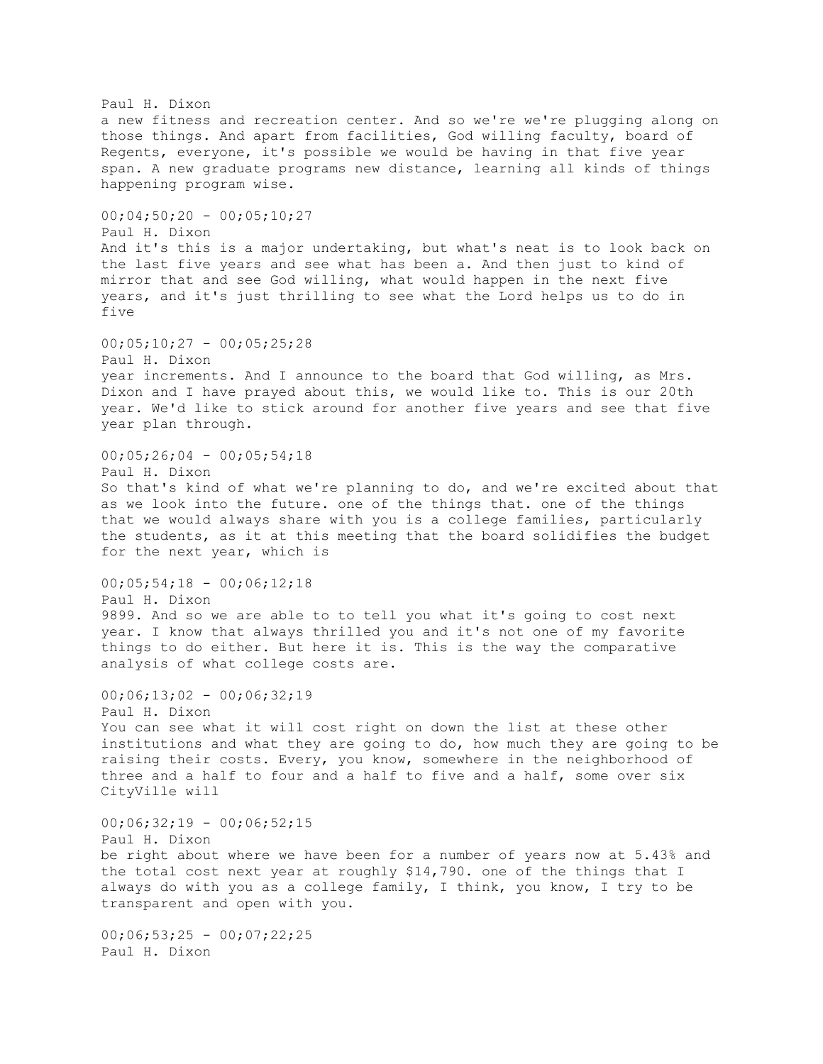Paul H. Dixon
a new fitness and recreation center. And so we're we're plugging along on those things. And apart from facilities, God willing faculty, board of Regents, everyone, it's possible we would be having in that five year span. A new graduate programs new distance, learning all kinds of things happening program wise.

00;04;50;20 - 00;05;10;27
Paul H. Dixon
And it's this is a major undertaking, but what's neat is to look back on the last five years and see what has been a. And then just to kind of mirror that and see God willing, what would happen in the next five years, and it's just thrilling to see what the Lord helps us to do in five

00;05;10;27 - 00;05;25;28
Paul H. Dixon
year increments. And I announce to the board that God willing, as Mrs. Dixon and I have prayed about this, we would like to. This is our 20th year. We'd like to stick around for another five years and see that five year plan through.

00;05;26;04 - 00;05;54;18
Paul H. Dixon
So that's kind of what we're planning to do, and we're excited about that as we look into the future. one of the things that. one of the things that we would always share with you is a college families, particularly the students, as it at this meeting that the board solidifies the budget for the next year, which is

00;05;54;18 - 00;06;12;18
Paul H. Dixon
9899. And so we are able to to tell you what it's going to cost next year. I know that always thrilled you and it's not one of my favorite things to do either. But here it is. This is the way the comparative analysis of what college costs are.

00;06;13;02 - 00;06;32;19
Paul H. Dixon
You can see what it will cost right on down the list at these other institutions and what they are going to do, how much they are going to be raising their costs. Every, you know, somewhere in the neighborhood of three and a half to four and a half to five and a half, some over six CityVille will

00;06;32;19 - 00;06;52;15
Paul H. Dixon
be right about where we have been for a number of years now at 5.43% and the total cost next year at roughly $14,790. one of the things that I always do with you as a college family, I think, you know, I try to be transparent and open with you.

00;06;53;25 - 00;07;22;25
Paul H. Dixon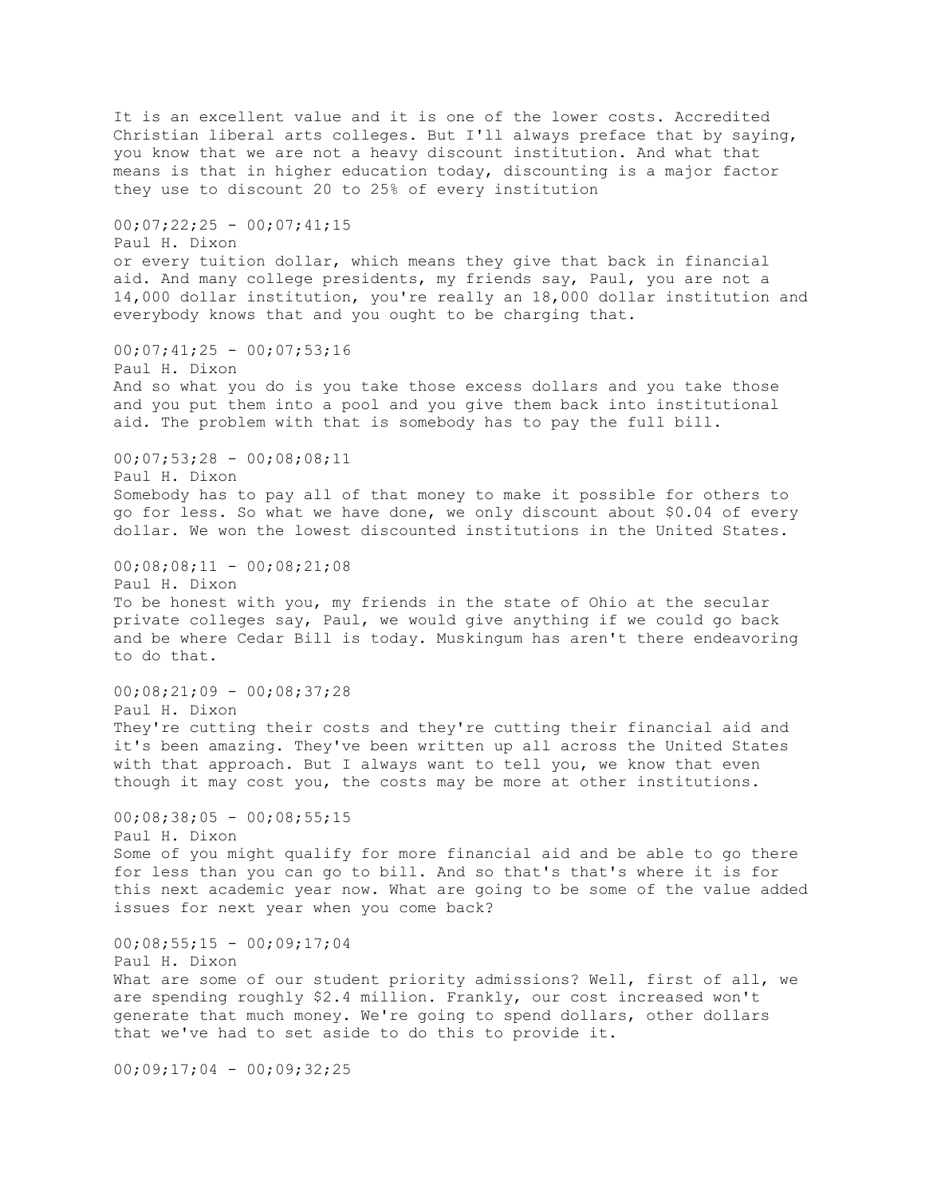It is an excellent value and it is one of the lower costs. Accredited Christian liberal arts colleges. But I'll always preface that by saying, you know that we are not a heavy discount institution. And what that means is that in higher education today, discounting is a major factor they use to discount 20 to 25% of every institution

00;07;22;25 - 00;07;41;15
Paul H. Dixon
or every tuition dollar, which means they give that back in financial aid. And many college presidents, my friends say, Paul, you are not a 14,000 dollar institution, you're really an 18,000 dollar institution and everybody knows that and you ought to be charging that.

00;07;41;25 - 00;07;53;16
Paul H. Dixon
And so what you do is you take those excess dollars and you take those and you put them into a pool and you give them back into institutional aid. The problem with that is somebody has to pay the full bill.

00;07;53;28 - 00;08;08;11
Paul H. Dixon
Somebody has to pay all of that money to make it possible for others to go for less. So what we have done, we only discount about $0.04 of every dollar. We won the lowest discounted institutions in the United States.

00;08;08;11 - 00;08;21;08
Paul H. Dixon
To be honest with you, my friends in the state of Ohio at the secular private colleges say, Paul, we would give anything if we could go back and be where Cedar Bill is today. Muskingum has aren't there endeavoring to do that.

00;08;21;09 - 00;08;37;28
Paul H. Dixon
They're cutting their costs and they're cutting their financial aid and it's been amazing. They've been written up all across the United States with that approach. But I always want to tell you, we know that even though it may cost you, the costs may be more at other institutions.

00;08;38;05 - 00;08;55;15
Paul H. Dixon
Some of you might qualify for more financial aid and be able to go there for less than you can go to bill. And so that's that's where it is for this next academic year now. What are going to be some of the value added issues for next year when you come back?

00;08;55;15 - 00;09;17;04
Paul H. Dixon
What are some of our student priority admissions? Well, first of all, we are spending roughly $2.4 million. Frankly, our cost increased won't generate that much money. We're going to spend dollars, other dollars that we've had to set aside to do this to provide it.

00;09;17;04 - 00;09;32;25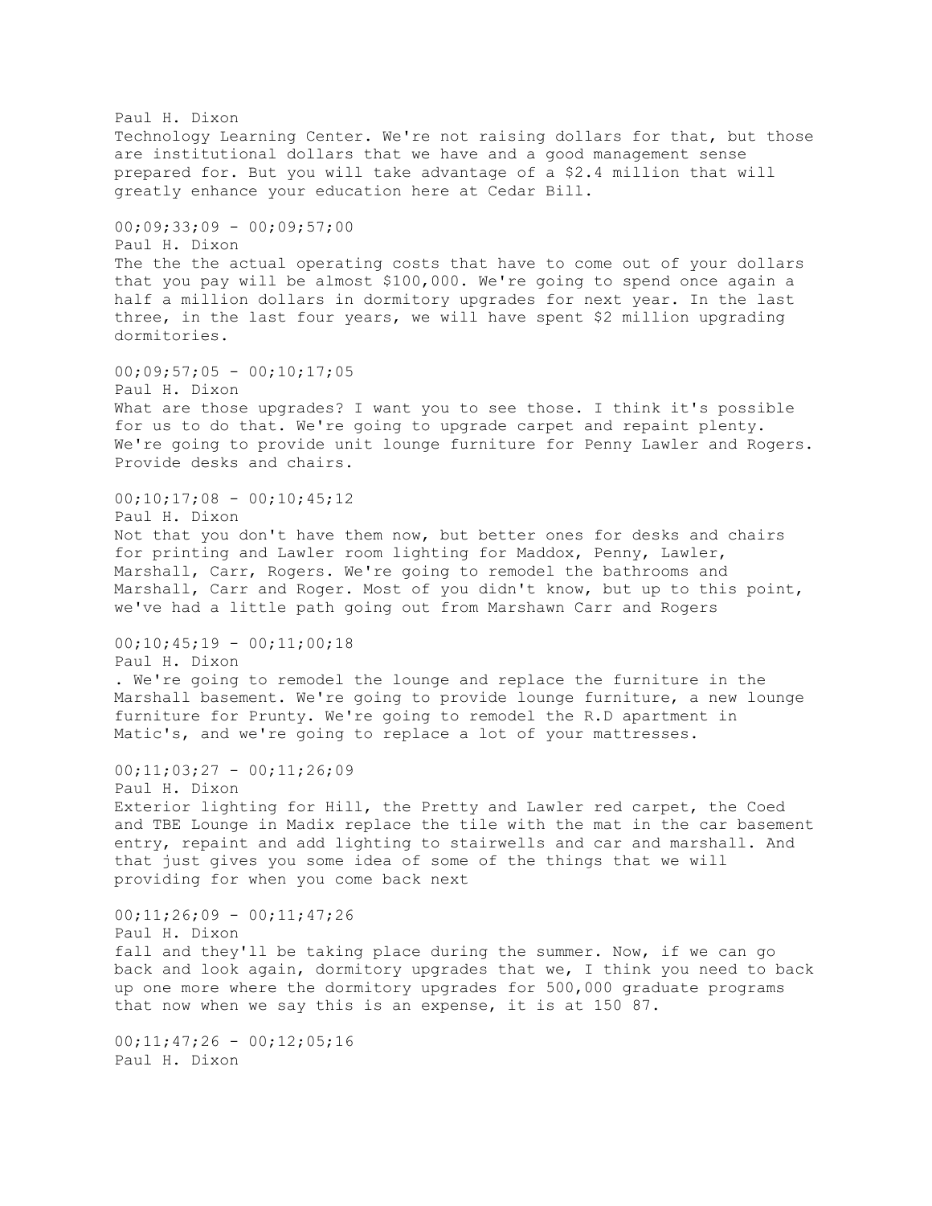Paul H. Dixon
Technology Learning Center. We're not raising dollars for that, but those are institutional dollars that we have and a good management sense prepared for. But you will take advantage of a $2.4 million that will greatly enhance your education here at Cedar Bill.

00;09;33;09 - 00;09;57;00
Paul H. Dixon
The the the actual operating costs that have to come out of your dollars that you pay will be almost $100,000. We're going to spend once again a half a million dollars in dormitory upgrades for next year. In the last three, in the last four years, we will have spent $2 million upgrading dormitories.

00;09;57;05 - 00;10;17;05
Paul H. Dixon
What are those upgrades? I want you to see those. I think it's possible for us to do that. We're going to upgrade carpet and repaint plenty. We're going to provide unit lounge furniture for Penny Lawler and Rogers. Provide desks and chairs.

00;10;17;08 - 00;10;45;12
Paul H. Dixon
Not that you don't have them now, but better ones for desks and chairs for printing and Lawler room lighting for Maddox, Penny, Lawler, Marshall, Carr, Rogers. We're going to remodel the bathrooms and Marshall, Carr and Roger. Most of you didn't know, but up to this point, we've had a little path going out from Marshawn Carr and Rogers

00;10;45;19 - 00;11;00;18
Paul H. Dixon
. We're going to remodel the lounge and replace the furniture in the Marshall basement. We're going to provide lounge furniture, a new lounge furniture for Prunty. We're going to remodel the R.D apartment in Matic's, and we're going to replace a lot of your mattresses.

00;11;03;27 - 00;11;26;09
Paul H. Dixon
Exterior lighting for Hill, the Pretty and Lawler red carpet, the Coed and TBE Lounge in Madix replace the tile with the mat in the car basement entry, repaint and add lighting to stairwells and car and marshall. And that just gives you some idea of some of the things that we will providing for when you come back next

00;11;26;09 - 00;11;47;26
Paul H. Dixon
fall and they'll be taking place during the summer. Now, if we can go back and look again, dormitory upgrades that we, I think you need to back up one more where the dormitory upgrades for 500,000 graduate programs that now when we say this is an expense, it is at 150 87.

00;11;47;26 - 00;12;05;16
Paul H. Dixon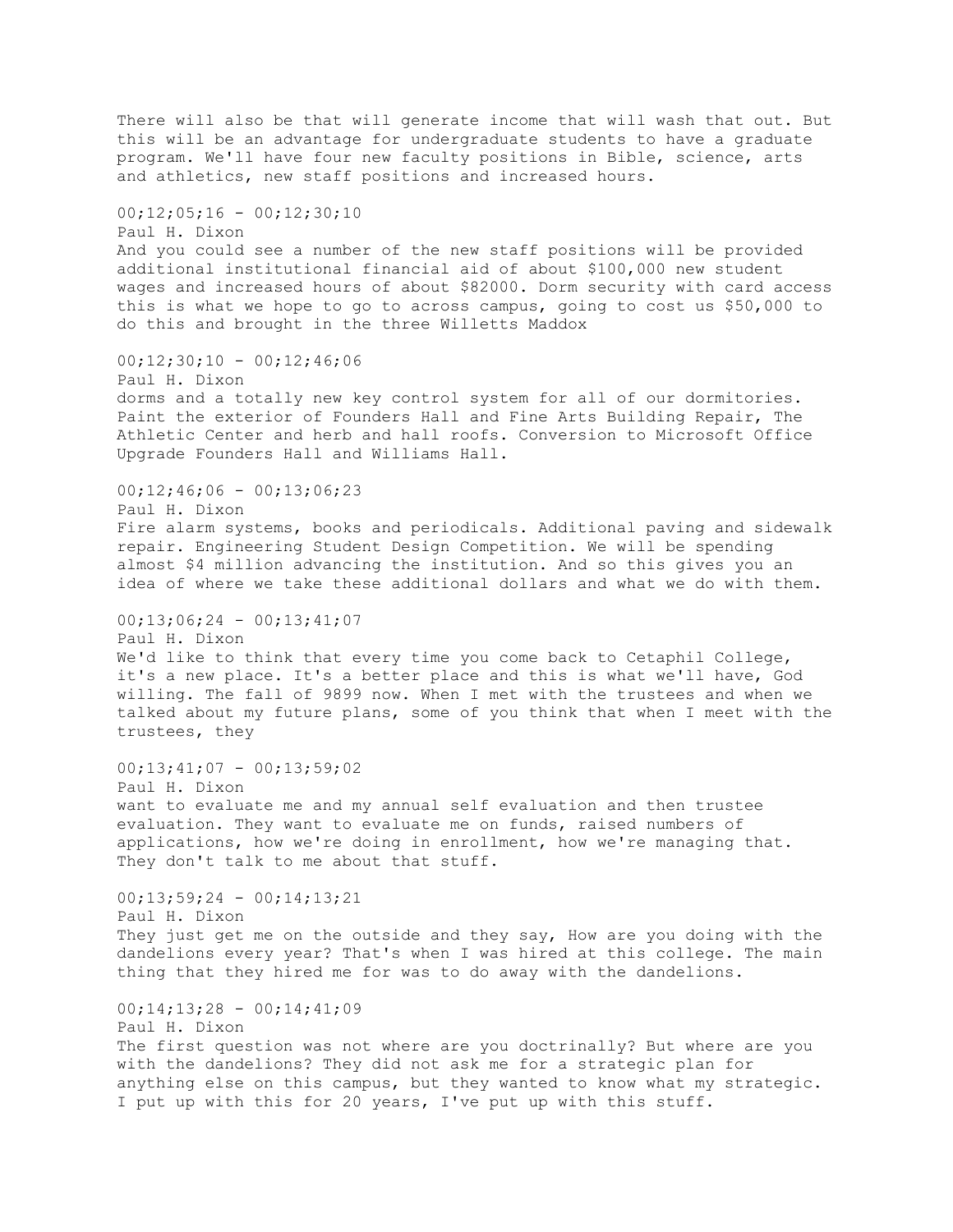There will also be that will generate income that will wash that out. But this will be an advantage for undergraduate students to have a graduate program. We'll have four new faculty positions in Bible, science, arts and athletics, new staff positions and increased hours.

00;12;05;16 - 00;12;30;10
Paul H. Dixon
And you could see a number of the new staff positions will be provided additional institutional financial aid of about $100,000 new student wages and increased hours of about $82000. Dorm security with card access this is what we hope to go to across campus, going to cost us $50,000 to do this and brought in the three Willetts Maddox

00;12;30;10 - 00;12;46;06
Paul H. Dixon
dorms and a totally new key control system for all of our dormitories. Paint the exterior of Founders Hall and Fine Arts Building Repair, The Athletic Center and herb and hall roofs. Conversion to Microsoft Office Upgrade Founders Hall and Williams Hall.

00;12;46;06 - 00;13;06;23
Paul H. Dixon
Fire alarm systems, books and periodicals. Additional paving and sidewalk repair. Engineering Student Design Competition. We will be spending almost $4 million advancing the institution. And so this gives you an idea of where we take these additional dollars and what we do with them.

00;13;06;24 - 00;13;41;07
Paul H. Dixon
We'd like to think that every time you come back to Cetaphil College, it's a new place. It's a better place and this is what we'll have, God willing. The fall of 9899 now. When I met with the trustees and when we talked about my future plans, some of you think that when I meet with the trustees, they

00;13;41;07 - 00;13;59;02
Paul H. Dixon
want to evaluate me and my annual self evaluation and then trustee evaluation. They want to evaluate me on funds, raised numbers of applications, how we're doing in enrollment, how we're managing that. They don't talk to me about that stuff.

00;13;59;24 - 00;14;13;21
Paul H. Dixon
They just get me on the outside and they say, How are you doing with the dandelions every year? That's when I was hired at this college. The main thing that they hired me for was to do away with the dandelions.

00;14;13;28 - 00;14;41;09
Paul H. Dixon
The first question was not where are you doctrinally? But where are you with the dandelions? They did not ask me for a strategic plan for anything else on this campus, but they wanted to know what my strategic. I put up with this for 20 years, I've put up with this stuff.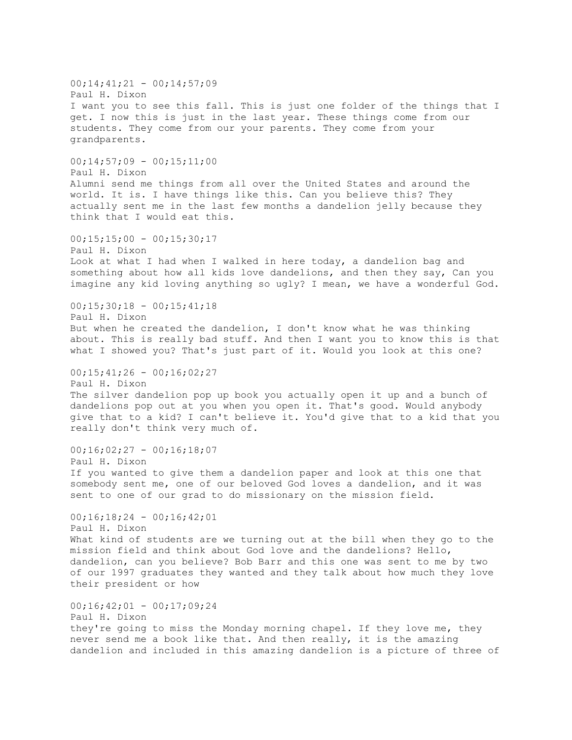00;14;41;21 - 00;14;57;09
Paul H. Dixon
I want you to see this fall. This is just one folder of the things that I get. I now this is just in the last year. These things come from our students. They come from our your parents. They come from your grandparents.

00;14;57;09 - 00;15;11;00
Paul H. Dixon
Alumni send me things from all over the United States and around the world. It is. I have things like this. Can you believe this? They actually sent me in the last few months a dandelion jelly because they think that I would eat this.

00;15;15;00 - 00;15;30;17
Paul H. Dixon
Look at what I had when I walked in here today, a dandelion bag and something about how all kids love dandelions, and then they say, Can you imagine any kid loving anything so ugly? I mean, we have a wonderful God.

00;15;30;18 - 00;15;41;18
Paul H. Dixon
But when he created the dandelion, I don't know what he was thinking about. This is really bad stuff. And then I want you to know this is that what I showed you? That's just part of it. Would you look at this one?

00;15;41;26 - 00;16;02;27
Paul H. Dixon
The silver dandelion pop up book you actually open it up and a bunch of dandelions pop out at you when you open it. That's good. Would anybody give that to a kid? I can't believe it. You'd give that to a kid that you really don't think very much of.

00;16;02;27 - 00;16;18;07
Paul H. Dixon
If you wanted to give them a dandelion paper and look at this one that somebody sent me, one of our beloved God loves a dandelion, and it was sent to one of our grad to do missionary on the mission field.

00;16;18;24 - 00;16;42;01
Paul H. Dixon
What kind of students are we turning out at the bill when they go to the mission field and think about God love and the dandelions? Hello, dandelion, can you believe? Bob Barr and this one was sent to me by two of our 1997 graduates they wanted and they talk about how much they love their president or how

00;16;42;01 - 00;17;09;24
Paul H. Dixon
they're going to miss the Monday morning chapel. If they love me, they never send me a book like that. And then really, it is the amazing dandelion and included in this amazing dandelion is a picture of three of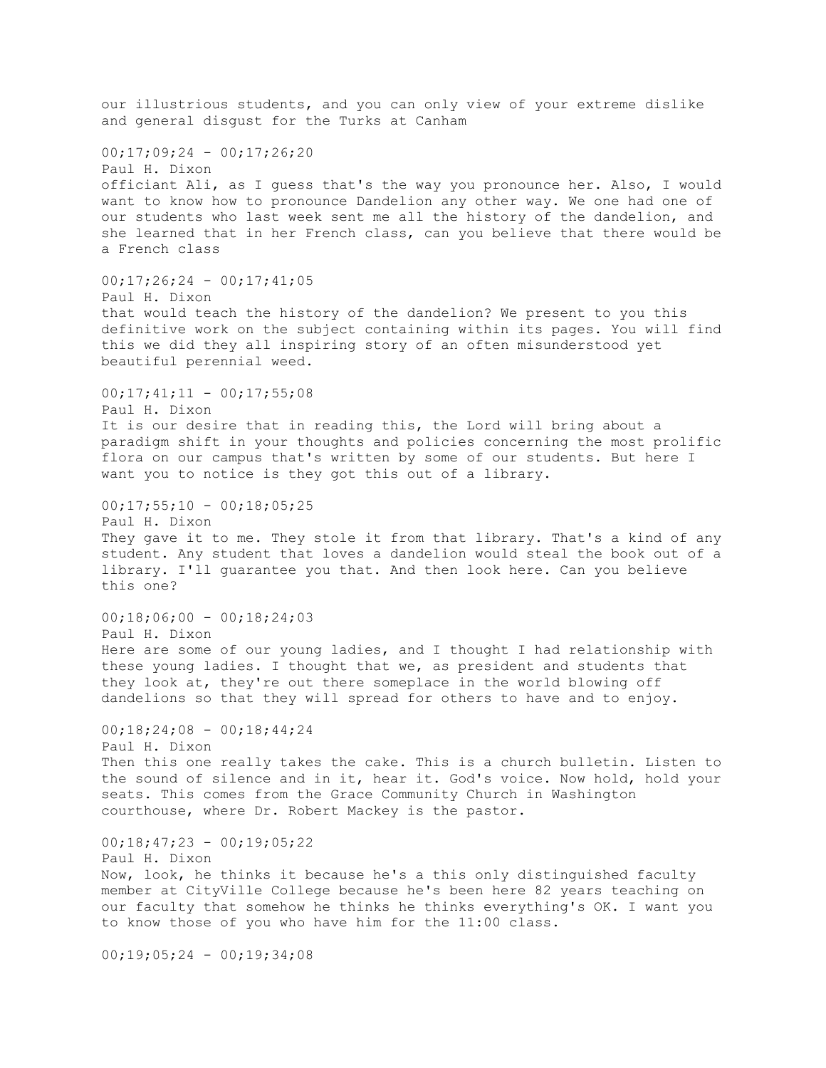our illustrious students, and you can only view of your extreme dislike and general disgust for the Turks at Canham

00;17;09;24 - 00;17;26;20
Paul H. Dixon
officiant Ali, as I guess that's the way you pronounce her. Also, I would want to know how to pronounce Dandelion any other way. We one had one of our students who last week sent me all the history of the dandelion, and she learned that in her French class, can you believe that there would be a French class

00;17;26;24 - 00;17;41;05
Paul H. Dixon
that would teach the history of the dandelion? We present to you this definitive work on the subject containing within its pages. You will find this we did they all inspiring story of an often misunderstood yet beautiful perennial weed.

00;17;41;11 - 00;17;55;08
Paul H. Dixon
It is our desire that in reading this, the Lord will bring about a paradigm shift in your thoughts and policies concerning the most prolific flora on our campus that's written by some of our students. But here I want you to notice is they got this out of a library.

00;17;55;10 - 00;18;05;25
Paul H. Dixon
They gave it to me. They stole it from that library. That's a kind of any student. Any student that loves a dandelion would steal the book out of a library. I'll guarantee you that. And then look here. Can you believe this one?

00;18;06;00 - 00;18;24;03
Paul H. Dixon
Here are some of our young ladies, and I thought I had relationship with these young ladies. I thought that we, as president and students that they look at, they're out there someplace in the world blowing off dandelions so that they will spread for others to have and to enjoy.

00;18;24;08 - 00;18;44;24
Paul H. Dixon
Then this one really takes the cake. This is a church bulletin. Listen to the sound of silence and in it, hear it. God's voice. Now hold, hold your seats. This comes from the Grace Community Church in Washington courthouse, where Dr. Robert Mackey is the pastor.

00;18;47;23 - 00;19;05;22
Paul H. Dixon
Now, look, he thinks it because he's a this only distinguished faculty member at CityVille College because he's been here 82 years teaching on our faculty that somehow he thinks he thinks everything's OK. I want you to know those of you who have him for the 11:00 class.

00;19;05;24 - 00;19;34;08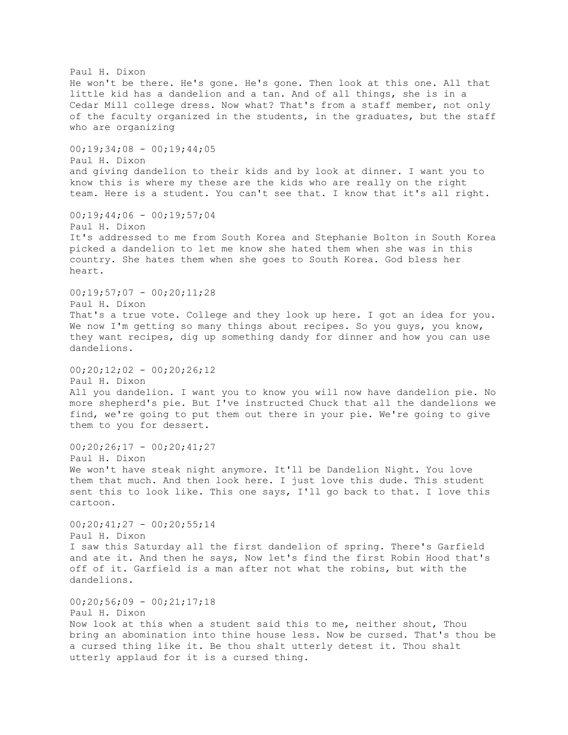Paul H. Dixon
He won't be there. He's gone. He's gone. Then look at this one. All that little kid has a dandelion and a tan. And of all things, she is in a Cedar Mill college dress. Now what? That's from a staff member, not only of the faculty organized in the students, in the graduates, but the staff who are organizing

00;19;34;08 - 00;19;44;05
Paul H. Dixon
and giving dandelion to their kids and by look at dinner. I want you to know this is where my these are the kids who are really on the right team. Here is a student. You can't see that. I know that it's all right.

00;19;44;06 - 00;19;57;04
Paul H. Dixon
It's addressed to me from South Korea and Stephanie Bolton in South Korea picked a dandelion to let me know she hated them when she was in this country. She hates them when she goes to South Korea. God bless her heart.

00;19;57;07 - 00;20;11;28
Paul H. Dixon
That's a true vote. College and they look up here. I got an idea for you. We now I'm getting so many things about recipes. So you guys, you know, they want recipes, dig up something dandy for dinner and how you can use dandelions.

00;20;12;02 - 00;20;26;12
Paul H. Dixon
All you dandelion. I want you to know you will now have dandelion pie. No more shepherd's pie. But I've instructed Chuck that all the dandelions we find, we're going to put them out there in your pie. We're going to give them to you for dessert.

00;20;26;17 - 00;20;41;27
Paul H. Dixon
We won't have steak night anymore. It'll be Dandelion Night. You love them that much. And then look here. I just love this dude. This student sent this to look like. This one says, I'll go back to that. I love this cartoon.

00;20;41;27 - 00;20;55;14
Paul H. Dixon
I saw this Saturday all the first dandelion of spring. There's Garfield and ate it. And then he says, Now let's find the first Robin Hood that's off of it. Garfield is a man after not what the robins, but with the dandelions.

00;20;56;09 - 00;21;17;18
Paul H. Dixon
Now look at this when a student said this to me, neither shout, Thou bring an abomination into thine house less. Now be cursed. That's thou be a cursed thing like it. Be thou shalt utterly detest it. Thou shalt utterly applaud for it is a cursed thing.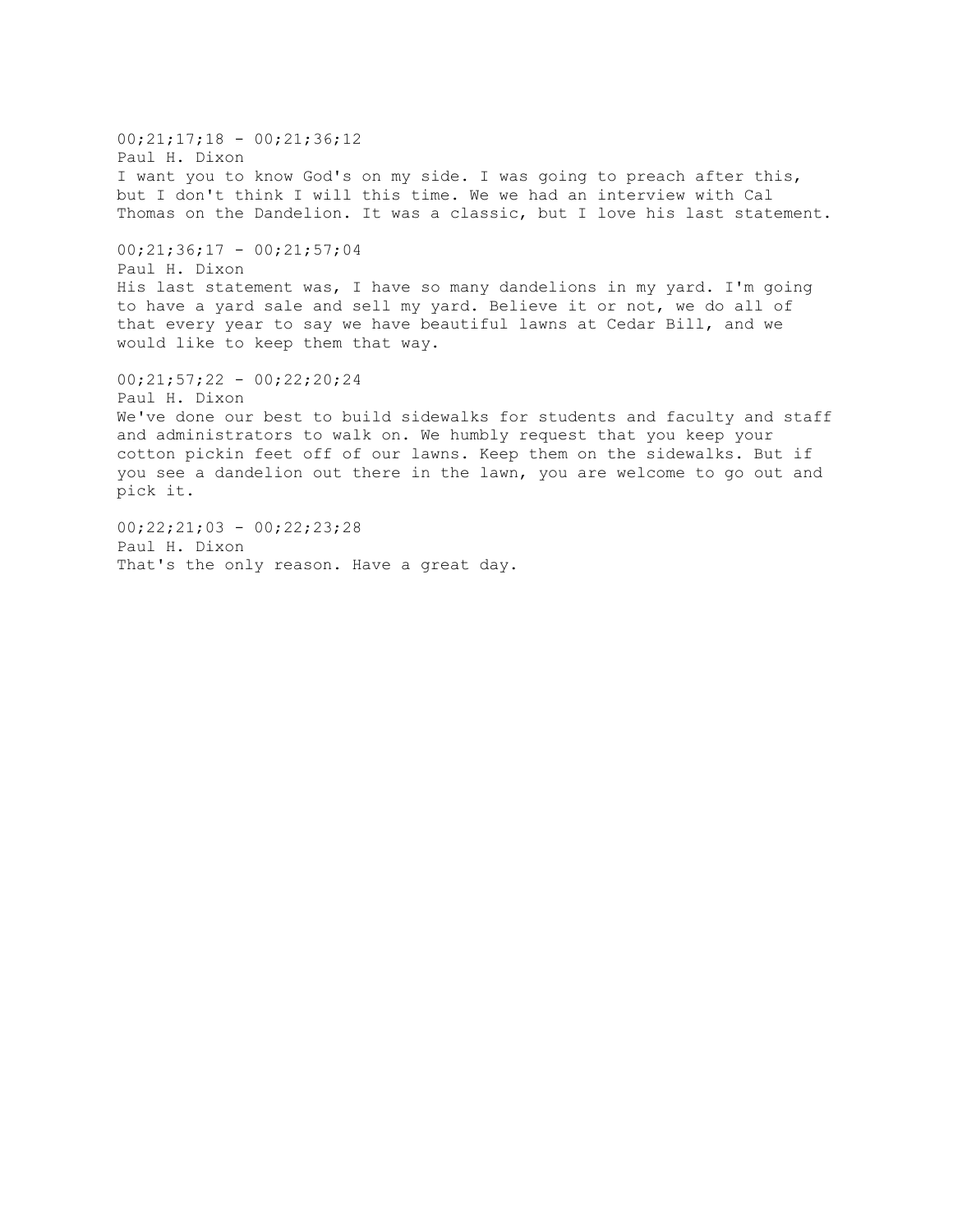00;21;17;18 - 00;21;36;12
Paul H. Dixon
I want you to know God's on my side. I was going to preach after this, but I don't think I will this time. We we had an interview with Cal Thomas on the Dandelion. It was a classic, but I love his last statement.

00;21;36;17 - 00;21;57;04
Paul H. Dixon
His last statement was, I have so many dandelions in my yard. I'm going to have a yard sale and sell my yard. Believe it or not, we do all of that every year to say we have beautiful lawns at Cedar Bill, and we would like to keep them that way.

00;21;57;22 - 00;22;20;24
Paul H. Dixon
We've done our best to build sidewalks for students and faculty and staff and administrators to walk on. We humbly request that you keep your cotton pickin feet off of our lawns. Keep them on the sidewalks. But if you see a dandelion out there in the lawn, you are welcome to go out and pick it.

00;22;21;03 - 00;22;23;28
Paul H. Dixon
That's the only reason. Have a great day.